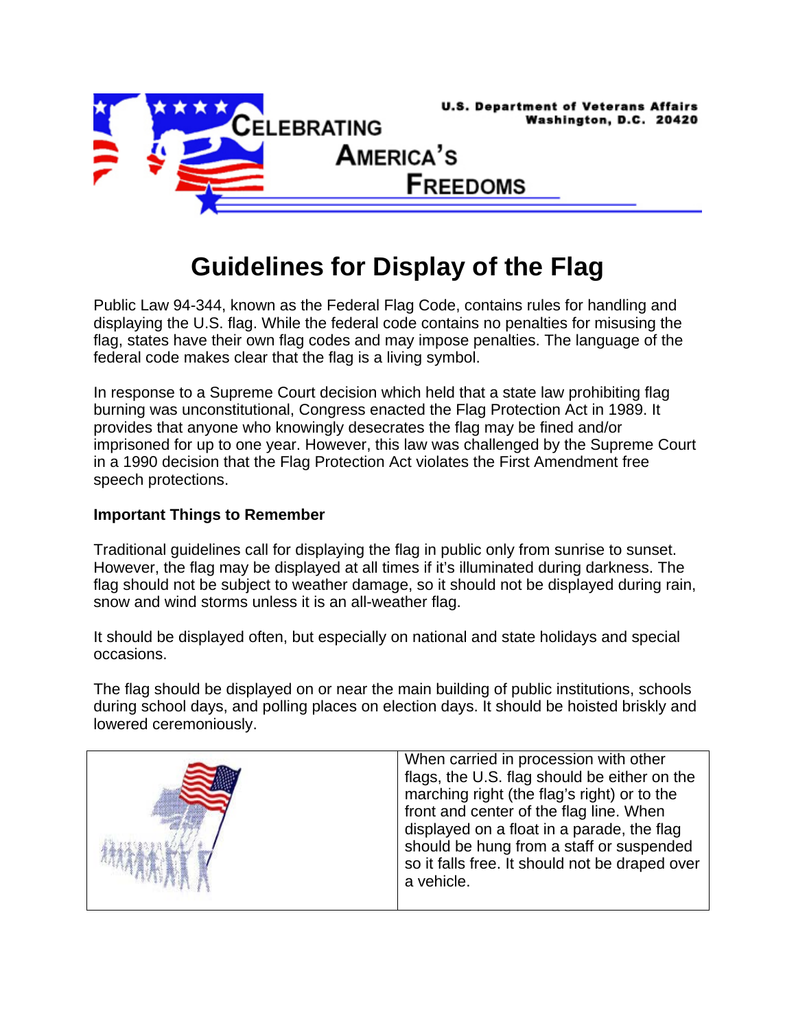U.S. Department of Veterans Affairs
Washington, D.C. 20420

CELEBRATING AMERICA'S FREEDOMS

# Guidelines for Display of the Flag

Public Law 94-344, known as the Federal Flag Code, contains rules for handling and displaying the U.S. flag. While the federal code contains no penalties for misusing the flag, states have their own flag codes and may impose penalties. The language of the federal code makes clear that the flag is a living symbol.

In response to a Supreme Court decision which held that a state law prohibiting flag burning was unconstitutional, Congress enacted the Flag Protection Act in 1989. It provides that anyone who knowingly desecrates the flag may be fined and/or imprisoned for up to one year. However, this law was challenged by the Supreme Court in a 1990 decision that the Flag Protection Act violates the First Amendment free speech protections.

**Important Things to Remember**

Traditional guidelines call for displaying the flag in public only from sunrise to sunset. However, the flag may be displayed at all times if it's illuminated during darkness. The flag should not be subject to weather damage, so it should not be displayed during rain, snow and wind storms unless it is an all-weather flag.

It should be displayed often, but especially on national and state holidays and special occasions.

The flag should be displayed on or near the main building of public institutions, schools during school days, and polling places on election days. It should be hoisted briskly and lowered ceremoniously.

When carried in procession with other flags, the U.S. flag should be either on the marching right (the flag's right) or to the front and center of the flag line. When displayed on a float in a parade, the flag should be hung from a staff or suspended so it falls free. It should not be draped over a vehicle.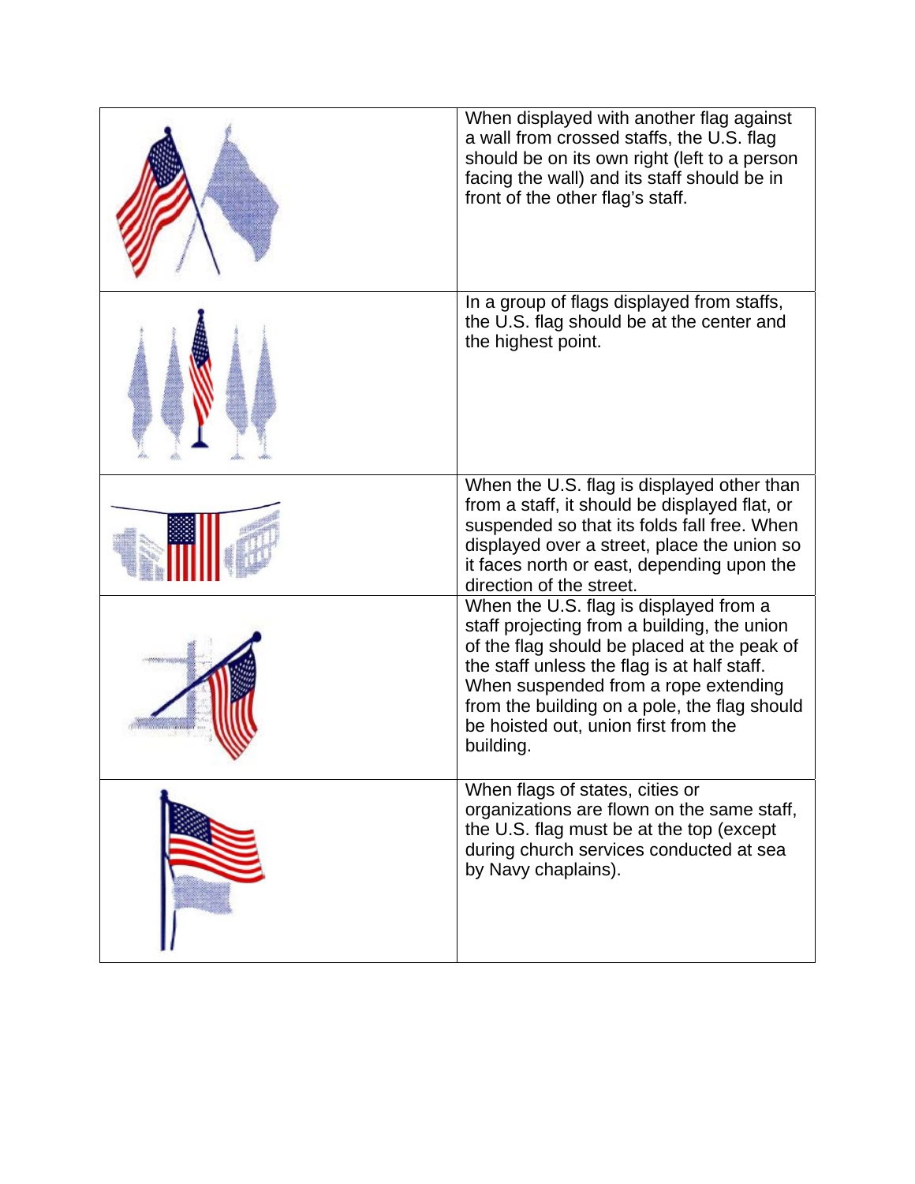| | |
|---|---|
| | When displayed with another flag against a wall from crossed staffs, the U.S. flag should be on its own right (left to a person facing the wall) and its staff should be in front of the other flag's staff. |
| | In a group of flags displayed from staffs, the U.S. flag should be at the center and the highest point. |
| | When the U.S. flag is displayed other than from a staff, it should be displayed flat, or suspended so that its folds fall free. When displayed over a street, place the union so it faces north or east, depending upon the direction of the street. |
| | When the U.S. flag is displayed from a staff projecting from a building, the union of the flag should be placed at the peak of the staff unless the flag is at half staff. When suspended from a rope extending from the building on a pole, the flag should be hoisted out, union first from the building. |
| | When flags of states, cities or organizations are flown on the same staff, the U.S. flag must be at the top (except during church services conducted at sea by Navy chaplains). |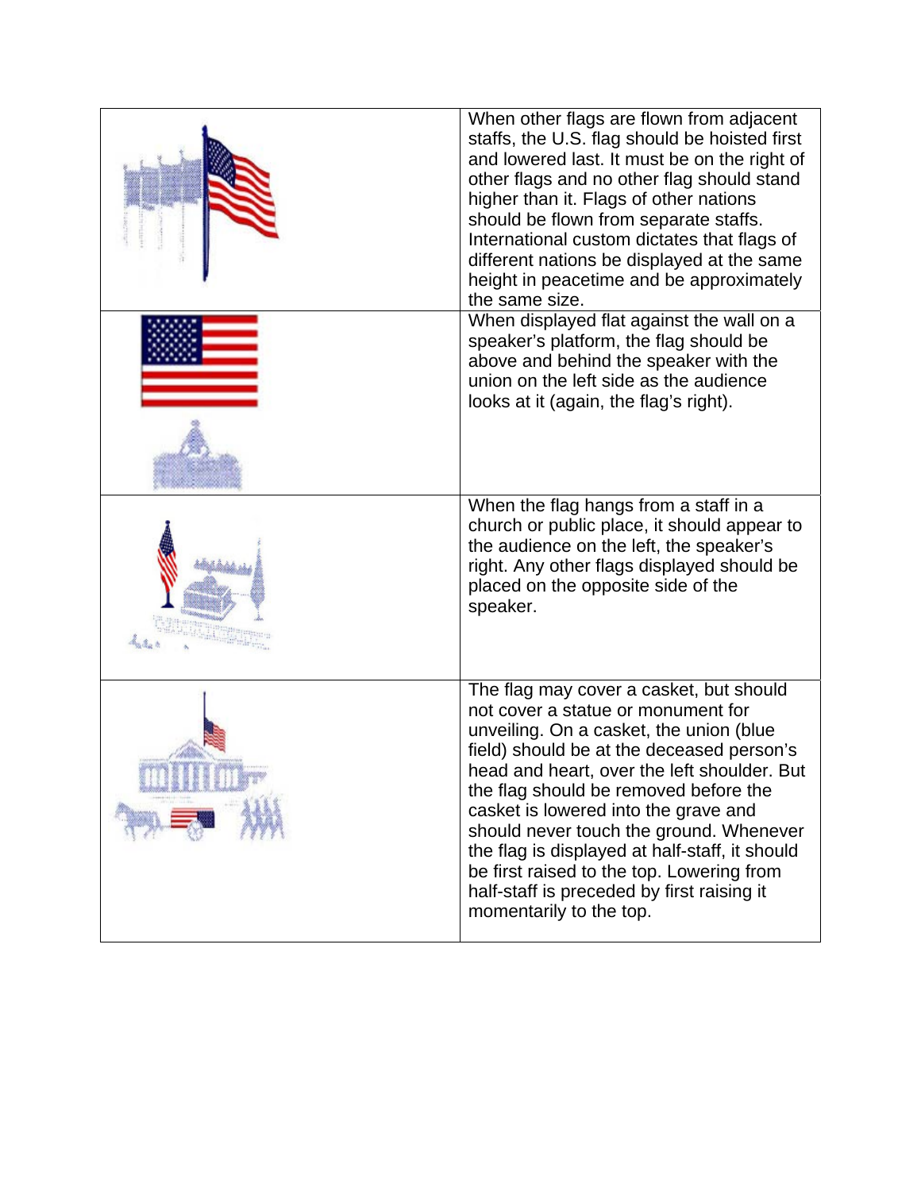| | |
|---|---|
| | When other flags are flown from adjacent staffs, the U.S. flag should be hoisted first and lowered last. It must be on the right of other flags and no other flag should stand higher than it. Flags of other nations should be flown from separate staffs. International custom dictates that flags of different nations be displayed at the same height in peacetime and be approximately the same size. |
| | When displayed flat against the wall on a speaker's platform, the flag should be above and behind the speaker with the union on the left side as the audience looks at it (again, the flag's right). |
| | When the flag hangs from a staff in a church or public place, it should appear to the audience on the left, the speaker's right. Any other flags displayed should be placed on the opposite side of the speaker. |
| | The flag may cover a casket, but should not cover a statue or monument for unveiling. On a casket, the union (blue field) should be at the deceased person's head and heart, over the left shoulder. But the flag should be removed before the casket is lowered into the grave and should never touch the ground. Whenever the flag is displayed at half-staff, it should be first raised to the top. Lowering from half-staff is preceded by first raising it momentarily to the top. |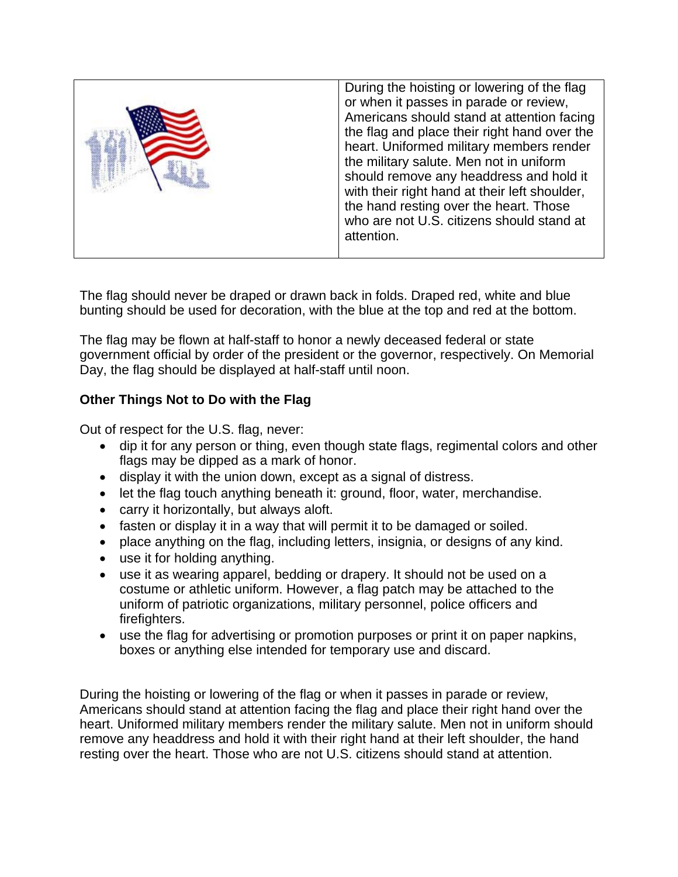| | During the hoisting or lowering of the flag or when it passes in parade or review, Americans should stand at attention facing the flag and place their right hand over the heart. Uniformed military members render the military salute. Men not in uniform should remove any headdress and hold it with their right hand at their left shoulder, the hand resting over the heart. Those who are not U.S. citizens should stand at attention. |
|---|---|

The flag should never be draped or drawn back in folds. Draped red, white and blue bunting should be used for decoration, with the blue at the top and red at the bottom.

The flag may be flown at half-staff to honor a newly deceased federal or state government official by order of the president or the governor, respectively. On Memorial Day, the flag should be displayed at half-staff until noon.

**Other Things Not to Do with the Flag**

Out of respect for the U.S. flag, never:

- dip it for any person or thing, even though state flags, regimental colors and other flags may be dipped as a mark of honor.
- display it with the union down, except as a signal of distress.
- let the flag touch anything beneath it: ground, floor, water, merchandise.
- carry it horizontally, but always aloft.
- fasten or display it in a way that will permit it to be damaged or soiled.
- place anything on the flag, including letters, insignia, or designs of any kind.
- use it for holding anything.
- use it as wearing apparel, bedding or drapery. It should not be used on a costume or athletic uniform. However, a flag patch may be attached to the uniform of patriotic organizations, military personnel, police officers and firefighters.
- use the flag for advertising or promotion purposes or print it on paper napkins, boxes or anything else intended for temporary use and discard.

During the hoisting or lowering of the flag or when it passes in parade or review, Americans should stand at attention facing the flag and place their right hand over the heart. Uniformed military members render the military salute. Men not in uniform should remove any headdress and hold it with their right hand at their left shoulder, the hand resting over the heart. Those who are not U.S. citizens should stand at attention.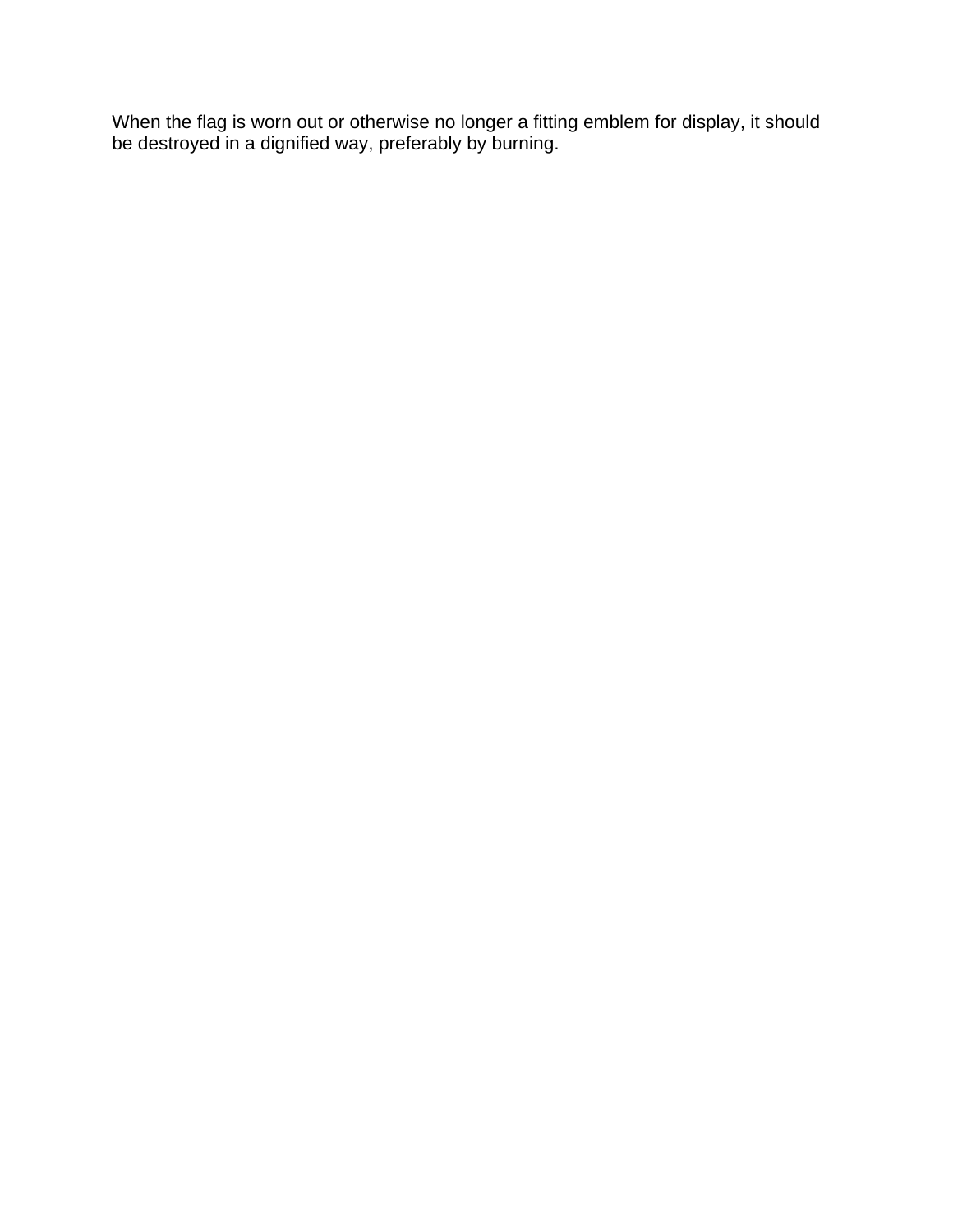When the flag is worn out or otherwise no longer a fitting emblem for display, it should be destroyed in a dignified way, preferably by burning.